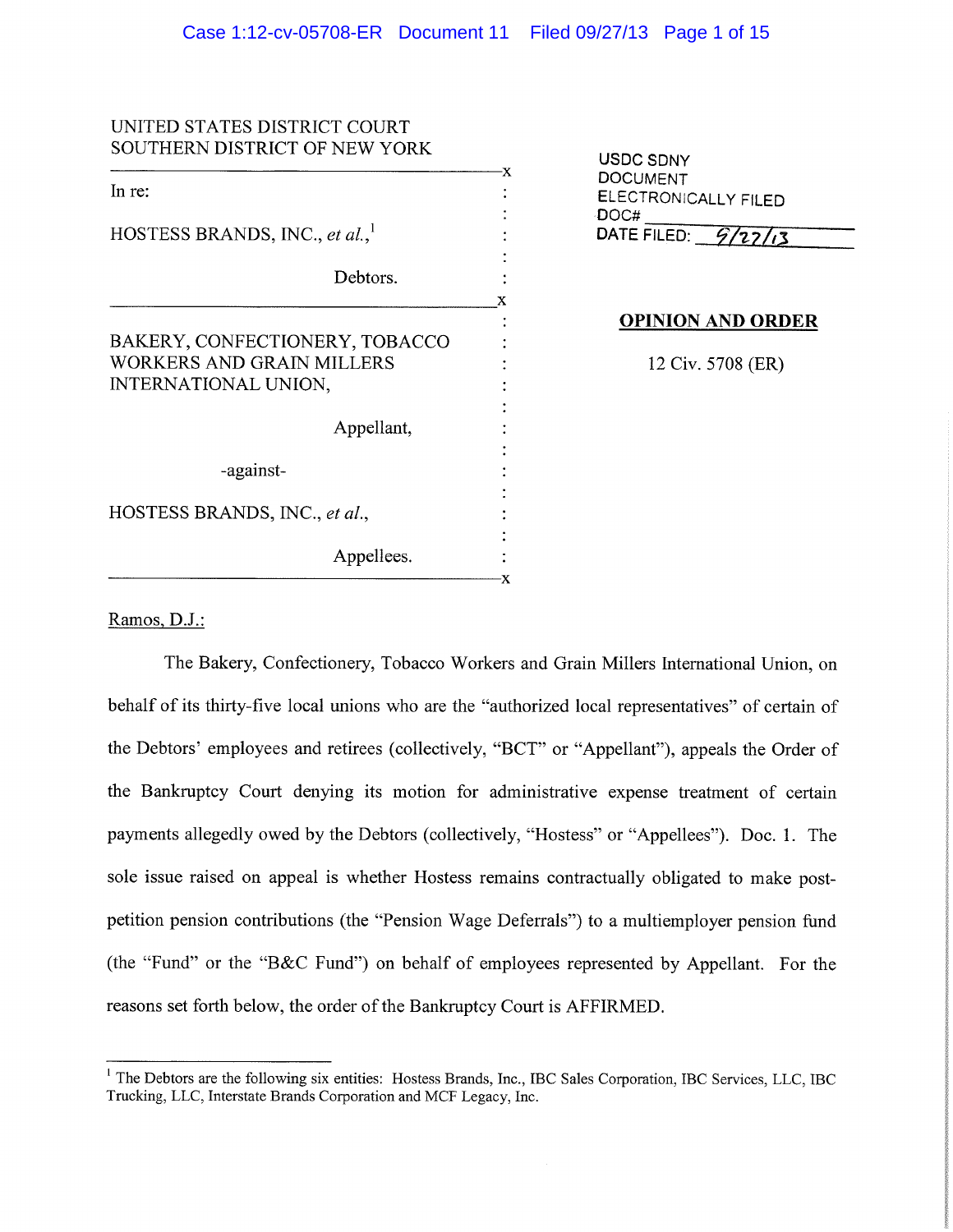UNITED STATES DISTRICT COURT
SOUTHERN DISTRICT OF NEW YORK

In re:

HOSTESS BRANDS, INC., *et al.*,[1]

Debtors.

BAKERY, CONFECTIONERY, TOBACCO WORKERS AND GRAIN MILLERS INTERNATIONAL UNION,

Appellant,

-against-

HOSTESS BRANDS, INC., *et al.*,

Appellees.

USDC SDNY
DOCUMENT
ELECTRONICALLY FILED
DOC#
DATE FILED: 9/27/13

**OPINION AND ORDER**

12 Civ. 5708 (ER)

Ramos, D.J.:

The Bakery, Confectionery, Tobacco Workers and Grain Millers International Union, on behalf of its thirty-five local unions who are the "authorized local representatives" of certain of the Debtors' employees and retirees (collectively, "BCT" or "Appellant"), appeals the Order of the Bankruptcy Court denying its motion for administrative expense treatment of certain payments allegedly owed by the Debtors (collectively, "Hostess" or "Appellees"). Doc. 1. The sole issue raised on appeal is whether Hostess remains contractually obligated to make post-petition pension contributions (the "Pension Wage Deferrals") to a multiemployer pension fund (the "Fund" or the "B&C Fund") on behalf of employees represented by Appellant. For the reasons set forth below, the order of the Bankruptcy Court is AFFIRMED.

[1] The Debtors are the following six entities: Hostess Brands, Inc., IBC Sales Corporation, IBC Services, LLC, IBC Trucking, LLC, Interstate Brands Corporation and MCF Legacy, Inc.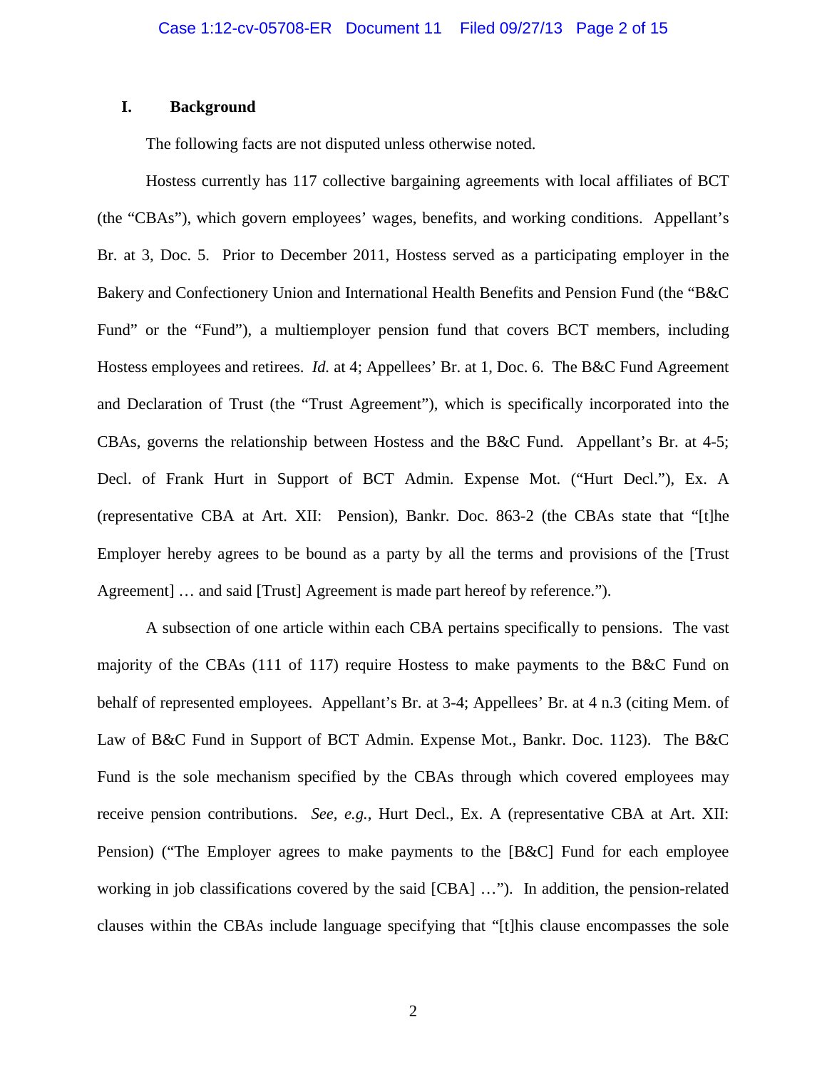## I. Background

The following facts are not disputed unless otherwise noted.

Hostess currently has 117 collective bargaining agreements with local affiliates of BCT (the "CBAs"), which govern employees' wages, benefits, and working conditions. Appellant's Br. at 3, Doc. 5. Prior to December 2011, Hostess served as a participating employer in the Bakery and Confectionery Union and International Health Benefits and Pension Fund (the "B&C Fund" or the "Fund"), a multiemployer pension fund that covers BCT members, including Hostess employees and retirees. *Id.* at 4; Appellees' Br. at 1, Doc. 6. The B&C Fund Agreement and Declaration of Trust (the "Trust Agreement"), which is specifically incorporated into the CBAs, governs the relationship between Hostess and the B&C Fund. Appellant's Br. at 4-5; Decl. of Frank Hurt in Support of BCT Admin. Expense Mot. ("Hurt Decl."), Ex. A (representative CBA at Art. XII: Pension), Bankr. Doc. 863-2 (the CBAs state that "[t]he Employer hereby agrees to be bound as a party by all the terms and provisions of the [Trust Agreement] … and said [Trust] Agreement is made part hereof by reference.").

A subsection of one article within each CBA pertains specifically to pensions. The vast majority of the CBAs (111 of 117) require Hostess to make payments to the B&C Fund on behalf of represented employees. Appellant's Br. at 3-4; Appellees' Br. at 4 n.3 (citing Mem. of Law of B&C Fund in Support of BCT Admin. Expense Mot., Bankr. Doc. 1123). The B&C Fund is the sole mechanism specified by the CBAs through which covered employees may receive pension contributions. *See, e.g.*, Hurt Decl., Ex. A (representative CBA at Art. XII: Pension) ("The Employer agrees to make payments to the [B&C] Fund for each employee working in job classifications covered by the said [CBA] …"). In addition, the pension-related clauses within the CBAs include language specifying that "[t]his clause encompasses the sole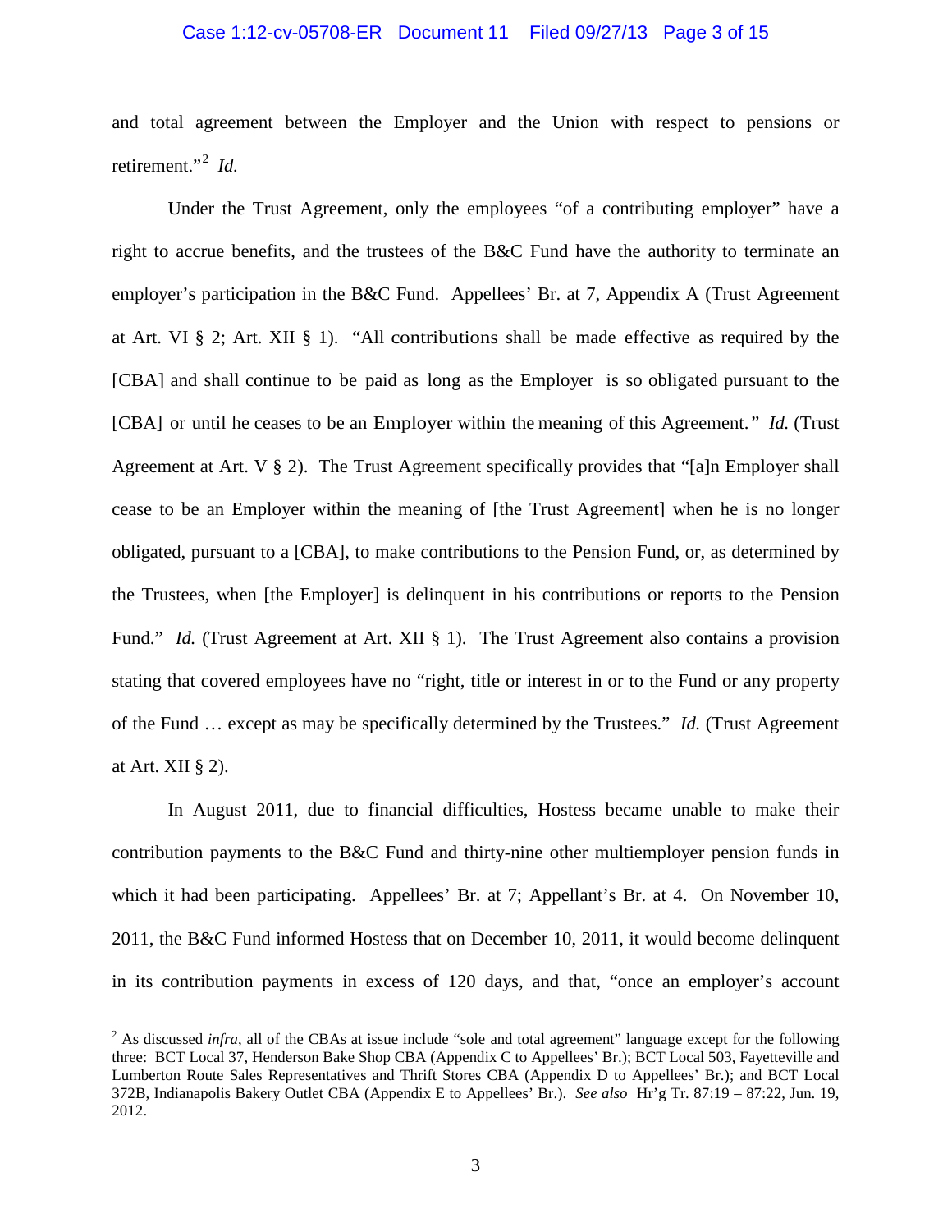and total agreement between the Employer and the Union with respect to pensions or retirement."[2] *Id.*

Under the Trust Agreement, only the employees "of a contributing employer" have a right to accrue benefits, and the trustees of the B&C Fund have the authority to terminate an employer's participation in the B&C Fund. Appellees' Br. at 7, Appendix A (Trust Agreement at Art. VI § 2; Art. XII § 1). "All contributions shall be made effective as required by the [CBA] and shall continue to be paid as long as the Employer is so obligated pursuant to the [CBA] or until he ceases to be an Employer within the meaning of this Agreement." *Id.* (Trust Agreement at Art. V § 2). The Trust Agreement specifically provides that "[a]n Employer shall cease to be an Employer within the meaning of [the Trust Agreement] when he is no longer obligated, pursuant to a [CBA], to make contributions to the Pension Fund, or, as determined by the Trustees, when [the Employer] is delinquent in his contributions or reports to the Pension Fund." *Id.* (Trust Agreement at Art. XII § 1). The Trust Agreement also contains a provision stating that covered employees have no "right, title or interest in or to the Fund or any property of the Fund … except as may be specifically determined by the Trustees." *Id.* (Trust Agreement at Art. XII § 2).

In August 2011, due to financial difficulties, Hostess became unable to make their contribution payments to the B&C Fund and thirty-nine other multiemployer pension funds in which it had been participating. Appellees' Br. at 7; Appellant's Br. at 4. On November 10, 2011, the B&C Fund informed Hostess that on December 10, 2011, it would become delinquent in its contribution payments in excess of 120 days, and that, "once an employer's account

[2] As discussed *infra*, all of the CBAs at issue include "sole and total agreement" language except for the following three: BCT Local 37, Henderson Bake Shop CBA (Appendix C to Appellees' Br.); BCT Local 503, Fayetteville and Lumberton Route Sales Representatives and Thrift Stores CBA (Appendix D to Appellees' Br.); and BCT Local 372B, Indianapolis Bakery Outlet CBA (Appendix E to Appellees' Br.). *See also* Hr'g Tr. 87:19 – 87:22, Jun. 19, 2012.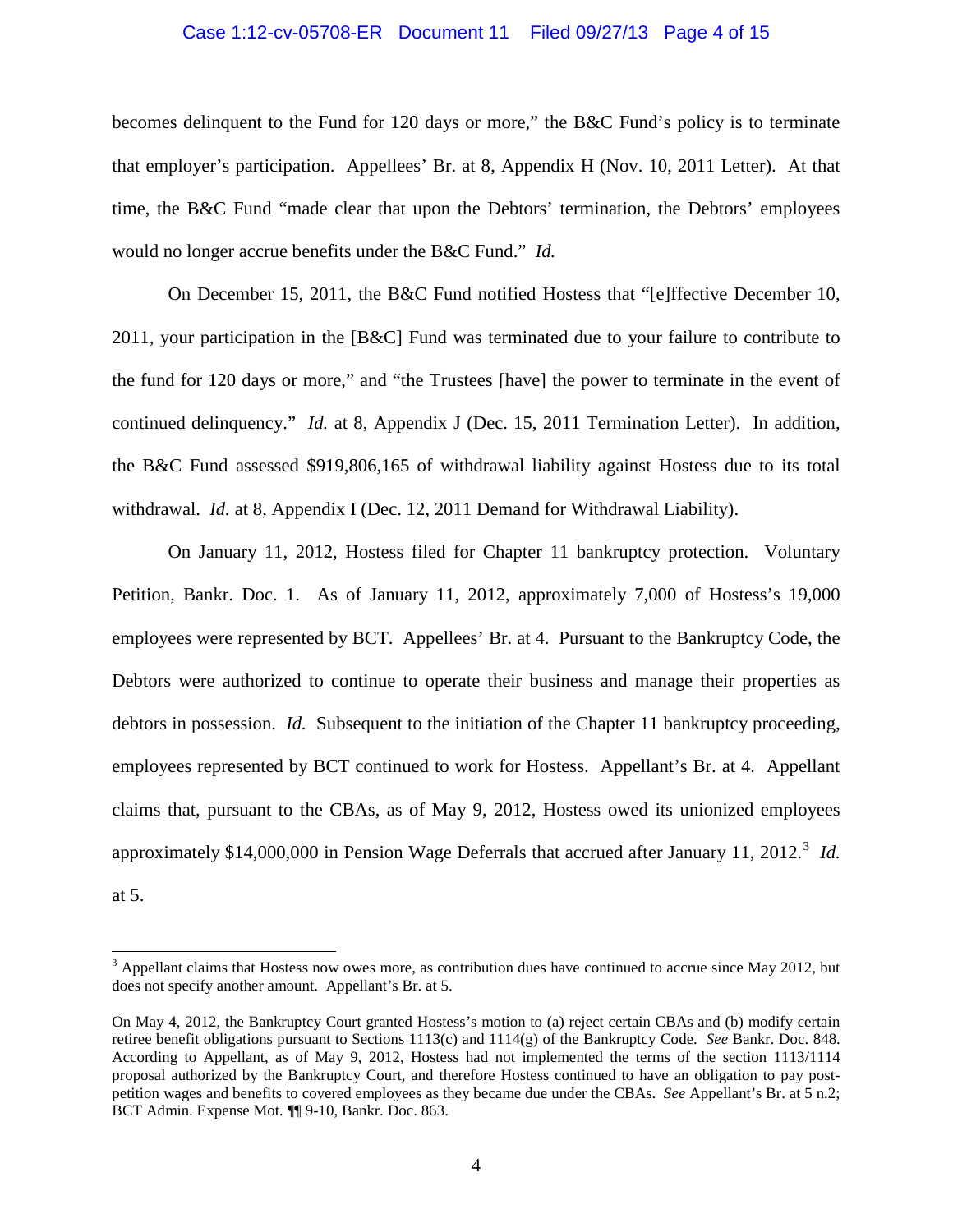becomes delinquent to the Fund for 120 days or more," the B&C Fund's policy is to terminate that employer's participation. Appellees' Br. at 8, Appendix H (Nov. 10, 2011 Letter). At that time, the B&C Fund "made clear that upon the Debtors' termination, the Debtors' employees would no longer accrue benefits under the B&C Fund." *Id.*

On December 15, 2011, the B&C Fund notified Hostess that "[e]ffective December 10, 2011, your participation in the [B&C] Fund was terminated due to your failure to contribute to the fund for 120 days or more," and "the Trustees [have] the power to terminate in the event of continued delinquency." *Id.* at 8, Appendix J (Dec. 15, 2011 Termination Letter). In addition, the B&C Fund assessed $919,806,165 of withdrawal liability against Hostess due to its total withdrawal. *Id.* at 8, Appendix I (Dec. 12, 2011 Demand for Withdrawal Liability).

On January 11, 2012, Hostess filed for Chapter 11 bankruptcy protection. Voluntary Petition, Bankr. Doc. 1. As of January 11, 2012, approximately 7,000 of Hostess's 19,000 employees were represented by BCT. Appellees' Br. at 4. Pursuant to the Bankruptcy Code, the Debtors were authorized to continue to operate their business and manage their properties as debtors in possession. *Id.* Subsequent to the initiation of the Chapter 11 bankruptcy proceeding, employees represented by BCT continued to work for Hostess. Appellant's Br. at 4. Appellant claims that, pursuant to the CBAs, as of May 9, 2012, Hostess owed its unionized employees approximately $14,000,000 in Pension Wage Deferrals that accrued after January 11, 2012.[3] *Id.* at 5.

---

[3] Appellant claims that Hostess now owes more, as contribution dues have continued to accrue since May 2012, but does not specify another amount. Appellant's Br. at 5.

On May 4, 2012, the Bankruptcy Court granted Hostess's motion to (a) reject certain CBAs and (b) modify certain retiree benefit obligations pursuant to Sections 1113(c) and 1114(g) of the Bankruptcy Code. *See* Bankr. Doc. 848. According to Appellant, as of May 9, 2012, Hostess had not implemented the terms of the section 1113/1114 proposal authorized by the Bankruptcy Court, and therefore Hostess continued to have an obligation to pay post-petition wages and benefits to covered employees as they became due under the CBAs. *See* Appellant's Br. at 5 n.2; BCT Admin. Expense Mot. ¶¶ 9-10, Bankr. Doc. 863.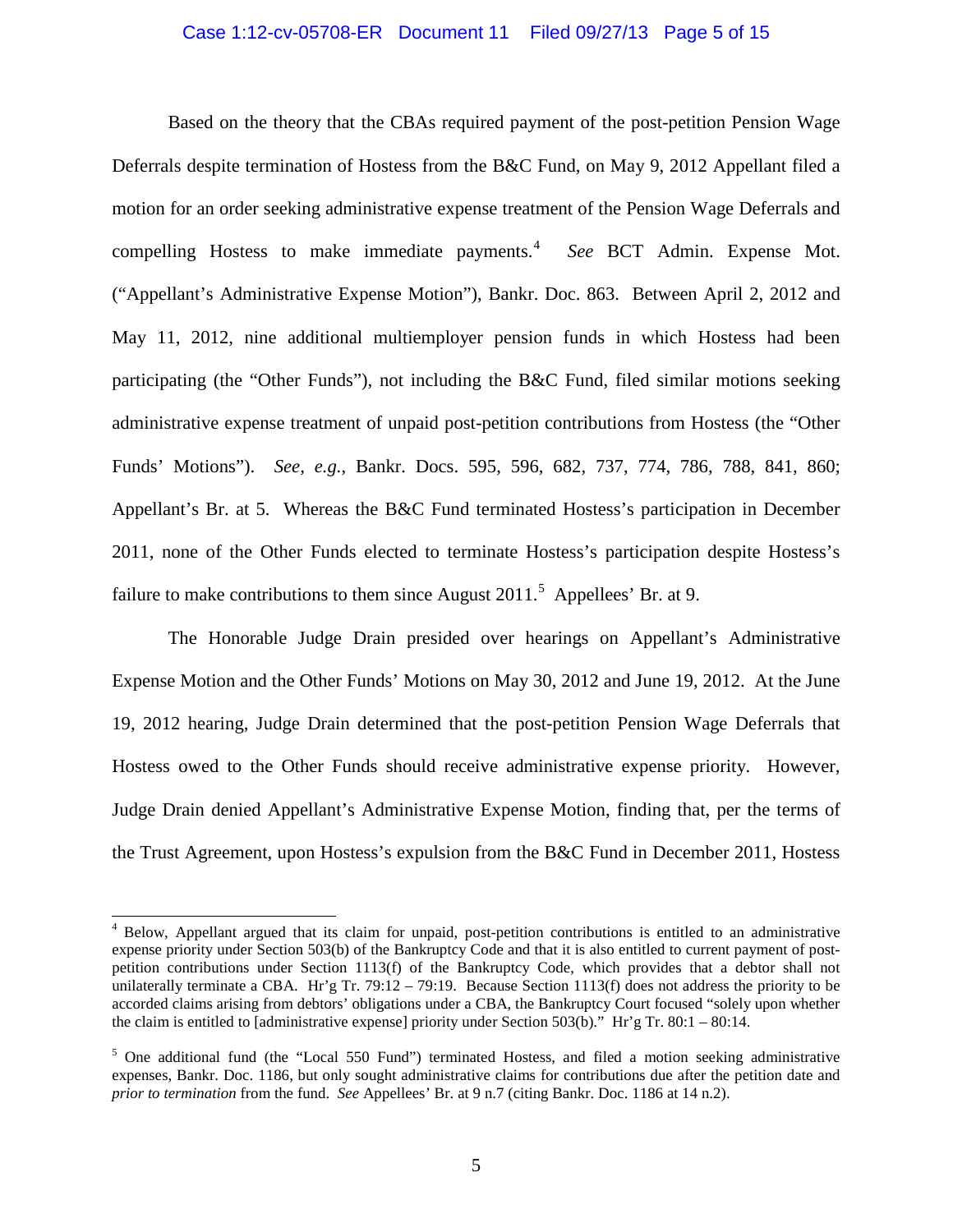Based on the theory that the CBAs required payment of the post-petition Pension Wage Deferrals despite termination of Hostess from the B&C Fund, on May 9, 2012 Appellant filed a motion for an order seeking administrative expense treatment of the Pension Wage Deferrals and compelling Hostess to make immediate payments.[4] *See* BCT Admin. Expense Mot. ("Appellant's Administrative Expense Motion"), Bankr. Doc. 863. Between April 2, 2012 and May 11, 2012, nine additional multiemployer pension funds in which Hostess had been participating (the "Other Funds"), not including the B&C Fund, filed similar motions seeking administrative expense treatment of unpaid post-petition contributions from Hostess (the "Other Funds' Motions"). *See, e.g.*, Bankr. Docs. 595, 596, 682, 737, 774, 786, 788, 841, 860; Appellant's Br. at 5. Whereas the B&C Fund terminated Hostess's participation in December 2011, none of the Other Funds elected to terminate Hostess's participation despite Hostess's failure to make contributions to them since August 2011.[5] Appellees' Br. at 9.

The Honorable Judge Drain presided over hearings on Appellant's Administrative Expense Motion and the Other Funds' Motions on May 30, 2012 and June 19, 2012. At the June 19, 2012 hearing, Judge Drain determined that the post-petition Pension Wage Deferrals that Hostess owed to the Other Funds should receive administrative expense priority. However, Judge Drain denied Appellant's Administrative Expense Motion, finding that, per the terms of the Trust Agreement, upon Hostess's expulsion from the B&C Fund in December 2011, Hostess

---

[4] Below, Appellant argued that its claim for unpaid, post-petition contributions is entitled to an administrative expense priority under Section 503(b) of the Bankruptcy Code and that it is also entitled to current payment of post-petition contributions under Section 1113(f) of the Bankruptcy Code, which provides that a debtor shall not unilaterally terminate a CBA. Hr'g Tr. 79:12 – 79:19. Because Section 1113(f) does not address the priority to be accorded claims arising from debtors' obligations under a CBA, the Bankruptcy Court focused "solely upon whether the claim is entitled to [administrative expense] priority under Section 503(b)." Hr'g Tr. 80:1 – 80:14.

[5] One additional fund (the "Local 550 Fund") terminated Hostess, and filed a motion seeking administrative expenses, Bankr. Doc. 1186, but only sought administrative claims for contributions due after the petition date and *prior to termination* from the fund. *See* Appellees' Br. at 9 n.7 (citing Bankr. Doc. 1186 at 14 n.2).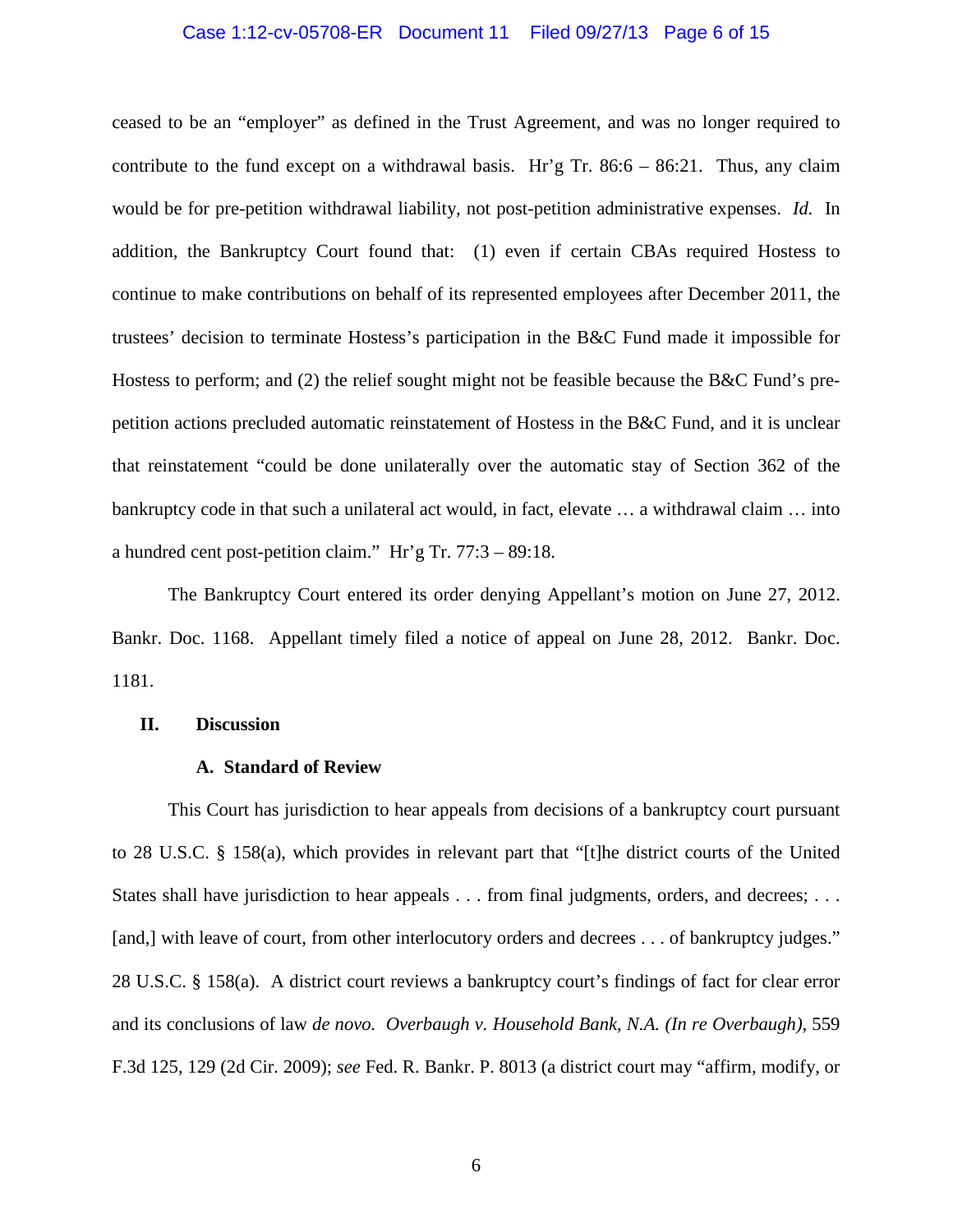ceased to be an "employer" as defined in the Trust Agreement, and was no longer required to contribute to the fund except on a withdrawal basis. Hr'g Tr. 86:6 – 86:21. Thus, any claim would be for pre-petition withdrawal liability, not post-petition administrative expenses. *Id.* In addition, the Bankruptcy Court found that: (1) even if certain CBAs required Hostess to continue to make contributions on behalf of its represented employees after December 2011, the trustees' decision to terminate Hostess's participation in the B&C Fund made it impossible for Hostess to perform; and (2) the relief sought might not be feasible because the B&C Fund's pre-petition actions precluded automatic reinstatement of Hostess in the B&C Fund, and it is unclear that reinstatement "could be done unilaterally over the automatic stay of Section 362 of the bankruptcy code in that such a unilateral act would, in fact, elevate … a withdrawal claim … into a hundred cent post-petition claim." Hr'g Tr. 77:3 – 89:18.

The Bankruptcy Court entered its order denying Appellant's motion on June 27, 2012. Bankr. Doc. 1168. Appellant timely filed a notice of appeal on June 28, 2012. Bankr. Doc. 1181.

## II. Discussion

### A. Standard of Review

This Court has jurisdiction to hear appeals from decisions of a bankruptcy court pursuant to 28 U.S.C. § 158(a), which provides in relevant part that "[t]he district courts of the United States shall have jurisdiction to hear appeals . . . from final judgments, orders, and decrees; . . . [and,] with leave of court, from other interlocutory orders and decrees . . . of bankruptcy judges." 28 U.S.C. § 158(a). A district court reviews a bankruptcy court's findings of fact for clear error and its conclusions of law *de novo. Overbaugh v. Household Bank, N.A. (In re Overbaugh)*, 559 F.3d 125, 129 (2d Cir. 2009); *see* Fed. R. Bankr. P. 8013 (a district court may "affirm, modify, or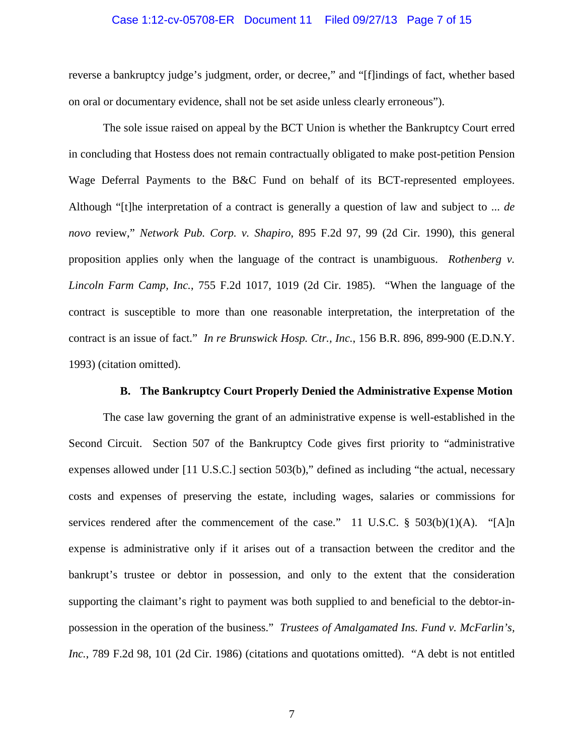reverse a bankruptcy judge's judgment, order, or decree," and "[f]indings of fact, whether based on oral or documentary evidence, shall not be set aside unless clearly erroneous").

The sole issue raised on appeal by the BCT Union is whether the Bankruptcy Court erred in concluding that Hostess does not remain contractually obligated to make post-petition Pension Wage Deferral Payments to the B&C Fund on behalf of its BCT-represented employees. Although "[t]he interpretation of a contract is generally a question of law and subject to ... *de novo* review," *Network Pub. Corp. v. Shapiro*, 895 F.2d 97, 99 (2d Cir. 1990), this general proposition applies only when the language of the contract is unambiguous. *Rothenberg v. Lincoln Farm Camp, Inc.*, 755 F.2d 1017, 1019 (2d Cir. 1985). "When the language of the contract is susceptible to more than one reasonable interpretation, the interpretation of the contract is an issue of fact." *In re Brunswick Hosp. Ctr., Inc.*, 156 B.R. 896, 899-900 (E.D.N.Y. 1993) (citation omitted).

### B. The Bankruptcy Court Properly Denied the Administrative Expense Motion

The case law governing the grant of an administrative expense is well-established in the Second Circuit. Section 507 of the Bankruptcy Code gives first priority to "administrative expenses allowed under [11 U.S.C.] section 503(b)," defined as including "the actual, necessary costs and expenses of preserving the estate, including wages, salaries or commissions for services rendered after the commencement of the case." 11 U.S.C. § 503(b)(1)(A). "[A]n expense is administrative only if it arises out of a transaction between the creditor and the bankrupt's trustee or debtor in possession, and only to the extent that the consideration supporting the claimant's right to payment was both supplied to and beneficial to the debtor-in-possession in the operation of the business." *Trustees of Amalgamated Ins. Fund v. McFarlin's, Inc.*, 789 F.2d 98, 101 (2d Cir. 1986) (citations and quotations omitted). "A debt is not entitled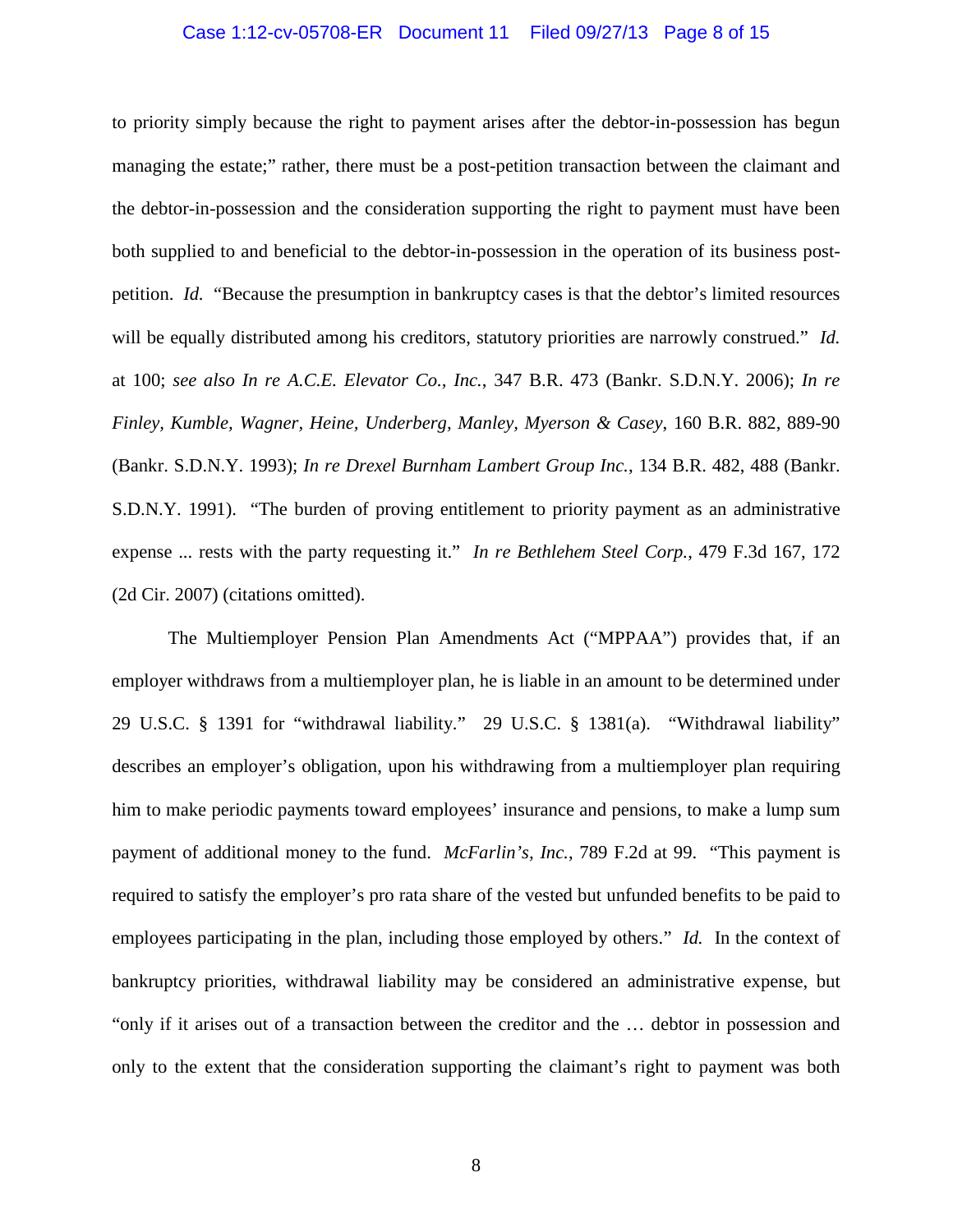to priority simply because the right to payment arises after the debtor-in-possession has begun managing the estate;" rather, there must be a post-petition transaction between the claimant and the debtor-in-possession and the consideration supporting the right to payment must have been both supplied to and beneficial to the debtor-in-possession in the operation of its business post-petition. *Id.* "Because the presumption in bankruptcy cases is that the debtor's limited resources will be equally distributed among his creditors, statutory priorities are narrowly construed." *Id.* at 100; *see also In re A.C.E. Elevator Co., Inc.*, 347 B.R. 473 (Bankr. S.D.N.Y. 2006); *In re Finley, Kumble, Wagner, Heine, Underberg, Manley, Myerson & Casey*, 160 B.R. 882, 889-90 (Bankr. S.D.N.Y. 1993); *In re Drexel Burnham Lambert Group Inc.*, 134 B.R. 482, 488 (Bankr. S.D.N.Y. 1991). "The burden of proving entitlement to priority payment as an administrative expense ... rests with the party requesting it." *In re Bethlehem Steel Corp.*, 479 F.3d 167, 172 (2d Cir. 2007) (citations omitted).

The Multiemployer Pension Plan Amendments Act ("MPPAA") provides that, if an employer withdraws from a multiemployer plan, he is liable in an amount to be determined under 29 U.S.C. § 1391 for "withdrawal liability." 29 U.S.C. § 1381(a). "Withdrawal liability" describes an employer's obligation, upon his withdrawing from a multiemployer plan requiring him to make periodic payments toward employees' insurance and pensions, to make a lump sum payment of additional money to the fund. *McFarlin's, Inc.*, 789 F.2d at 99. "This payment is required to satisfy the employer's pro rata share of the vested but unfunded benefits to be paid to employees participating in the plan, including those employed by others." *Id.* In the context of bankruptcy priorities, withdrawal liability may be considered an administrative expense, but "only if it arises out of a transaction between the creditor and the … debtor in possession and only to the extent that the consideration supporting the claimant's right to payment was both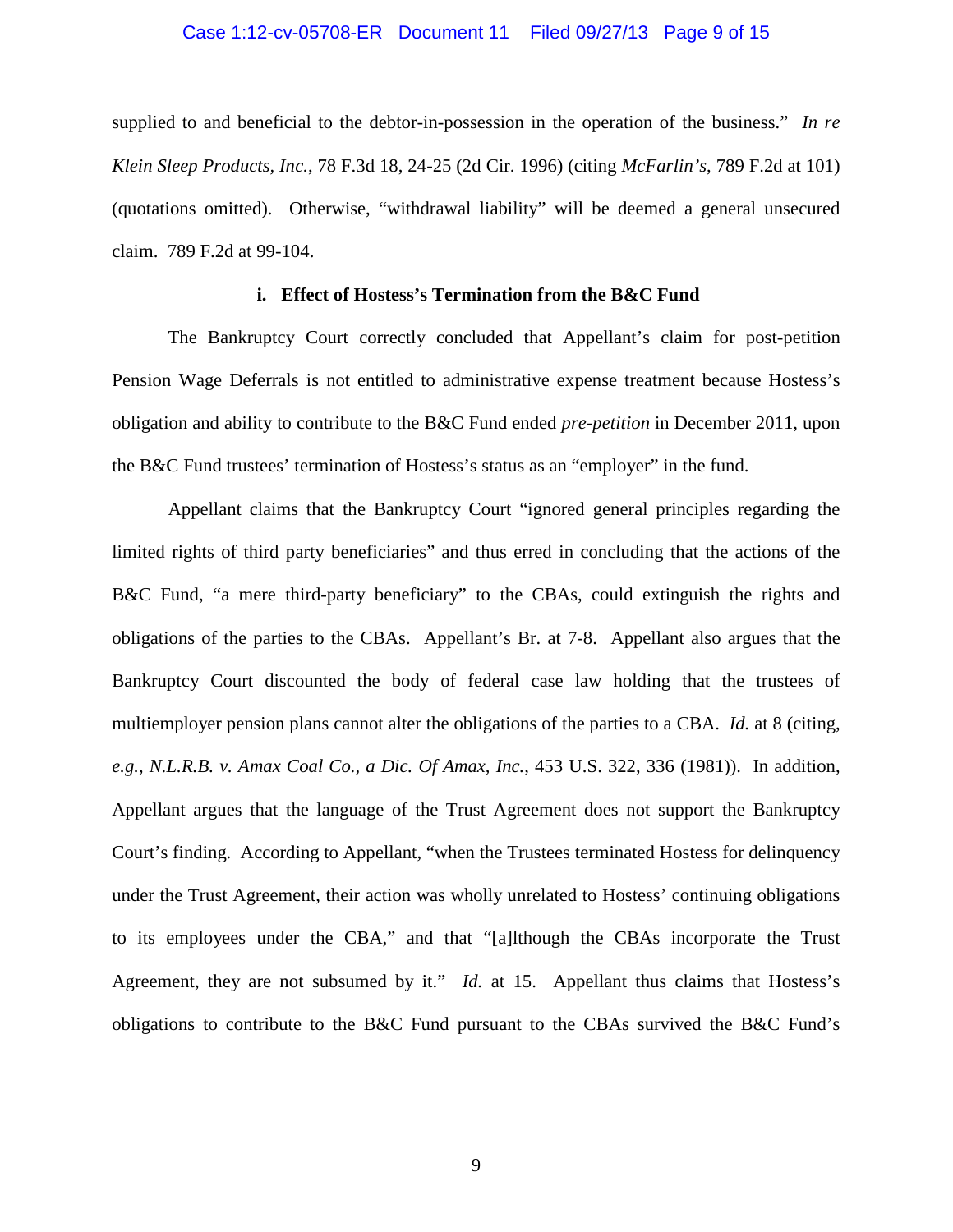supplied to and beneficial to the debtor-in-possession in the operation of the business." *In re Klein Sleep Products, Inc.*, 78 F.3d 18, 24-25 (2d Cir. 1996) (citing *McFarlin's*, 789 F.2d at 101) (quotations omitted). Otherwise, "withdrawal liability" will be deemed a general unsecured claim. 789 F.2d at 99-104.

### i. Effect of Hostess's Termination from the B&C Fund

The Bankruptcy Court correctly concluded that Appellant's claim for post-petition Pension Wage Deferrals is not entitled to administrative expense treatment because Hostess's obligation and ability to contribute to the B&C Fund ended *pre-petition* in December 2011, upon the B&C Fund trustees' termination of Hostess's status as an "employer" in the fund.

Appellant claims that the Bankruptcy Court "ignored general principles regarding the limited rights of third party beneficiaries" and thus erred in concluding that the actions of the B&C Fund, "a mere third-party beneficiary" to the CBAs, could extinguish the rights and obligations of the parties to the CBAs. Appellant's Br. at 7-8. Appellant also argues that the Bankruptcy Court discounted the body of federal case law holding that the trustees of multiemployer pension plans cannot alter the obligations of the parties to a CBA. *Id.* at 8 (citing, *e.g.*, *N.L.R.B. v. Amax Coal Co., a Dic. Of Amax, Inc.*, 453 U.S. 322, 336 (1981)). In addition, Appellant argues that the language of the Trust Agreement does not support the Bankruptcy Court's finding. According to Appellant, "when the Trustees terminated Hostess for delinquency under the Trust Agreement, their action was wholly unrelated to Hostess' continuing obligations to its employees under the CBA," and that "[a]lthough the CBAs incorporate the Trust Agreement, they are not subsumed by it." *Id.* at 15. Appellant thus claims that Hostess's obligations to contribute to the B&C Fund pursuant to the CBAs survived the B&C Fund's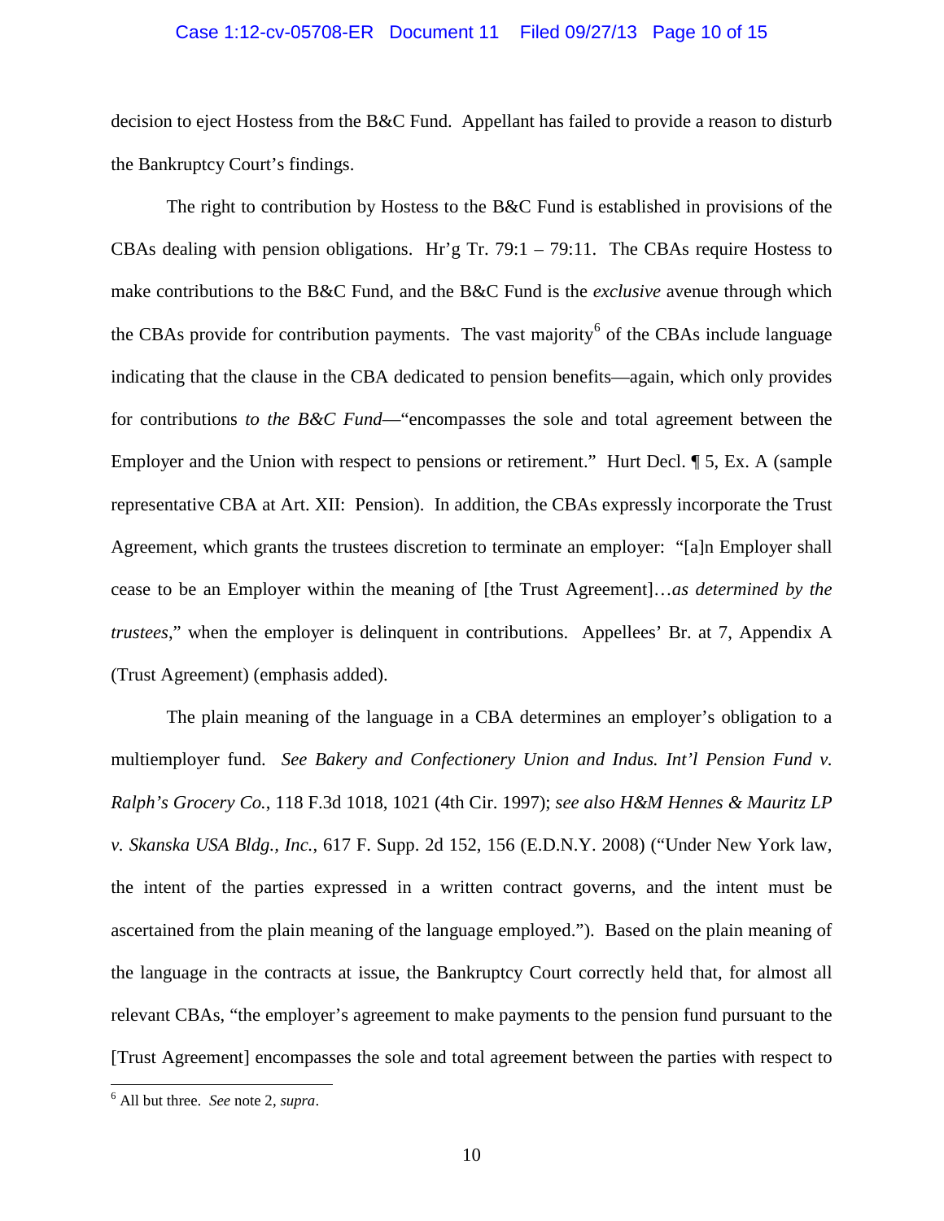decision to eject Hostess from the B&C Fund. Appellant has failed to provide a reason to disturb the Bankruptcy Court's findings.

The right to contribution by Hostess to the B&C Fund is established in provisions of the CBAs dealing with pension obligations. Hr'g Tr. 79:1 – 79:11. The CBAs require Hostess to make contributions to the B&C Fund, and the B&C Fund is the *exclusive* avenue through which the CBAs provide for contribution payments. The vast majority[6] of the CBAs include language indicating that the clause in the CBA dedicated to pension benefits—again, which only provides for contributions *to the B&C Fund*—"encompasses the sole and total agreement between the Employer and the Union with respect to pensions or retirement." Hurt Decl. ¶ 5, Ex. A (sample representative CBA at Art. XII: Pension). In addition, the CBAs expressly incorporate the Trust Agreement, which grants the trustees discretion to terminate an employer: "[a]n Employer shall cease to be an Employer within the meaning of [the Trust Agreement]…*as determined by the trustees*," when the employer is delinquent in contributions. Appellees' Br. at 7, Appendix A (Trust Agreement) (emphasis added).

The plain meaning of the language in a CBA determines an employer's obligation to a multiemployer fund. *See Bakery and Confectionery Union and Indus. Int'l Pension Fund v. Ralph's Grocery Co.*, 118 F.3d 1018, 1021 (4th Cir. 1997); *see also H&M Hennes & Mauritz LP v. Skanska USA Bldg., Inc.*, 617 F. Supp. 2d 152, 156 (E.D.N.Y. 2008) ("Under New York law, the intent of the parties expressed in a written contract governs, and the intent must be ascertained from the plain meaning of the language employed."). Based on the plain meaning of the language in the contracts at issue, the Bankruptcy Court correctly held that, for almost all relevant CBAs, "the employer's agreement to make payments to the pension fund pursuant to the [Trust Agreement] encompasses the sole and total agreement between the parties with respect to

[6] All but three. *See* note 2, *supra*.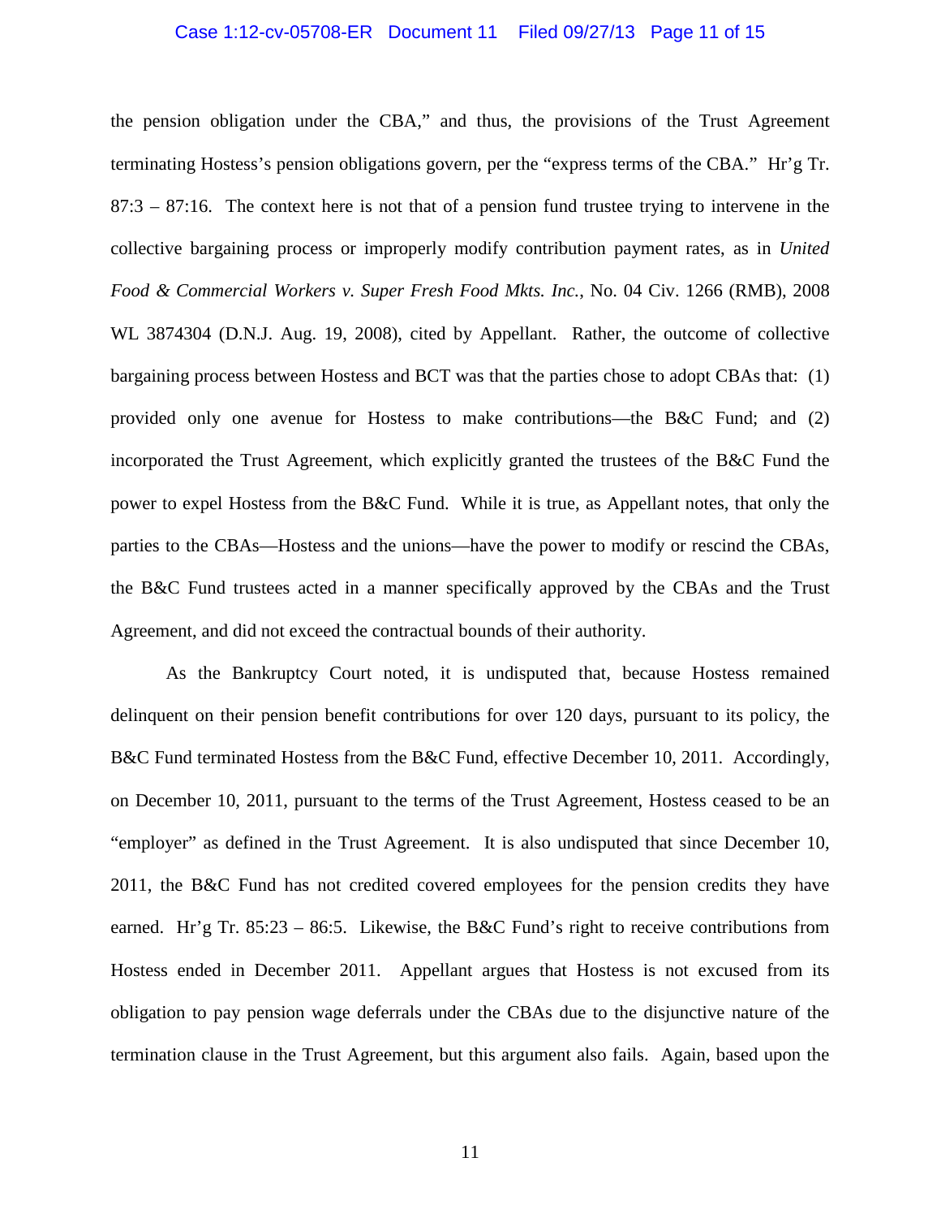the pension obligation under the CBA," and thus, the provisions of the Trust Agreement terminating Hostess's pension obligations govern, per the "express terms of the CBA." Hr'g Tr. 87:3 – 87:16. The context here is not that of a pension fund trustee trying to intervene in the collective bargaining process or improperly modify contribution payment rates, as in *United Food & Commercial Workers v. Super Fresh Food Mkts. Inc.*, No. 04 Civ. 1266 (RMB), 2008 WL 3874304 (D.N.J. Aug. 19, 2008), cited by Appellant. Rather, the outcome of collective bargaining process between Hostess and BCT was that the parties chose to adopt CBAs that: (1) provided only one avenue for Hostess to make contributions—the B&C Fund; and (2) incorporated the Trust Agreement, which explicitly granted the trustees of the B&C Fund the power to expel Hostess from the B&C Fund. While it is true, as Appellant notes, that only the parties to the CBAs—Hostess and the unions—have the power to modify or rescind the CBAs, the B&C Fund trustees acted in a manner specifically approved by the CBAs and the Trust Agreement, and did not exceed the contractual bounds of their authority.

As the Bankruptcy Court noted, it is undisputed that, because Hostess remained delinquent on their pension benefit contributions for over 120 days, pursuant to its policy, the B&C Fund terminated Hostess from the B&C Fund, effective December 10, 2011. Accordingly, on December 10, 2011, pursuant to the terms of the Trust Agreement, Hostess ceased to be an "employer" as defined in the Trust Agreement. It is also undisputed that since December 10, 2011, the B&C Fund has not credited covered employees for the pension credits they have earned. Hr'g Tr. 85:23 – 86:5. Likewise, the B&C Fund's right to receive contributions from Hostess ended in December 2011. Appellant argues that Hostess is not excused from its obligation to pay pension wage deferrals under the CBAs due to the disjunctive nature of the termination clause in the Trust Agreement, but this argument also fails. Again, based upon the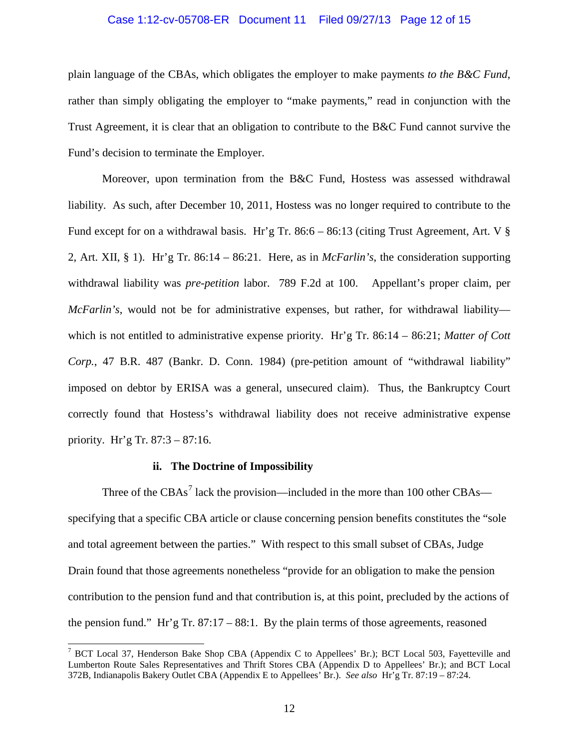plain language of the CBAs, which obligates the employer to make payments *to the B&C Fund*, rather than simply obligating the employer to "make payments," read in conjunction with the Trust Agreement, it is clear that an obligation to contribute to the B&C Fund cannot survive the Fund's decision to terminate the Employer.

Moreover, upon termination from the B&C Fund, Hostess was assessed withdrawal liability. As such, after December 10, 2011, Hostess was no longer required to contribute to the Fund except for on a withdrawal basis. Hr'g Tr. 86:6 – 86:13 (citing Trust Agreement, Art. V § 2, Art. XII, § 1). Hr'g Tr. 86:14 – 86:21. Here, as in *McFarlin's*, the consideration supporting withdrawal liability was *pre-petition* labor. 789 F.2d at 100. Appellant's proper claim, per *McFarlin's*, would not be for administrative expenses, but rather, for withdrawal liability—which is not entitled to administrative expense priority. Hr'g Tr. 86:14 – 86:21; *Matter of Cott Corp.*, 47 B.R. 487 (Bankr. D. Conn. 1984) (pre-petition amount of "withdrawal liability" imposed on debtor by ERISA was a general, unsecured claim). Thus, the Bankruptcy Court correctly found that Hostess's withdrawal liability does not receive administrative expense priority. Hr'g Tr. 87:3 – 87:16.

### ii. The Doctrine of Impossibility

Three of the CBAs[7] lack the provision—included in the more than 100 other CBAs—specifying that a specific CBA article or clause concerning pension benefits constitutes the "sole and total agreement between the parties." With respect to this small subset of CBAs, Judge Drain found that those agreements nonetheless "provide for an obligation to make the pension contribution to the pension fund and that contribution is, at this point, precluded by the actions of the pension fund." Hr'g Tr. 87:17 – 88:1. By the plain terms of those agreements, reasoned

---

[7] BCT Local 37, Henderson Bake Shop CBA (Appendix C to Appellees' Br.); BCT Local 503, Fayetteville and Lumberton Route Sales Representatives and Thrift Stores CBA (Appendix D to Appellees' Br.); and BCT Local 372B, Indianapolis Bakery Outlet CBA (Appendix E to Appellees' Br.). *See also* Hr'g Tr. 87:19 – 87:24.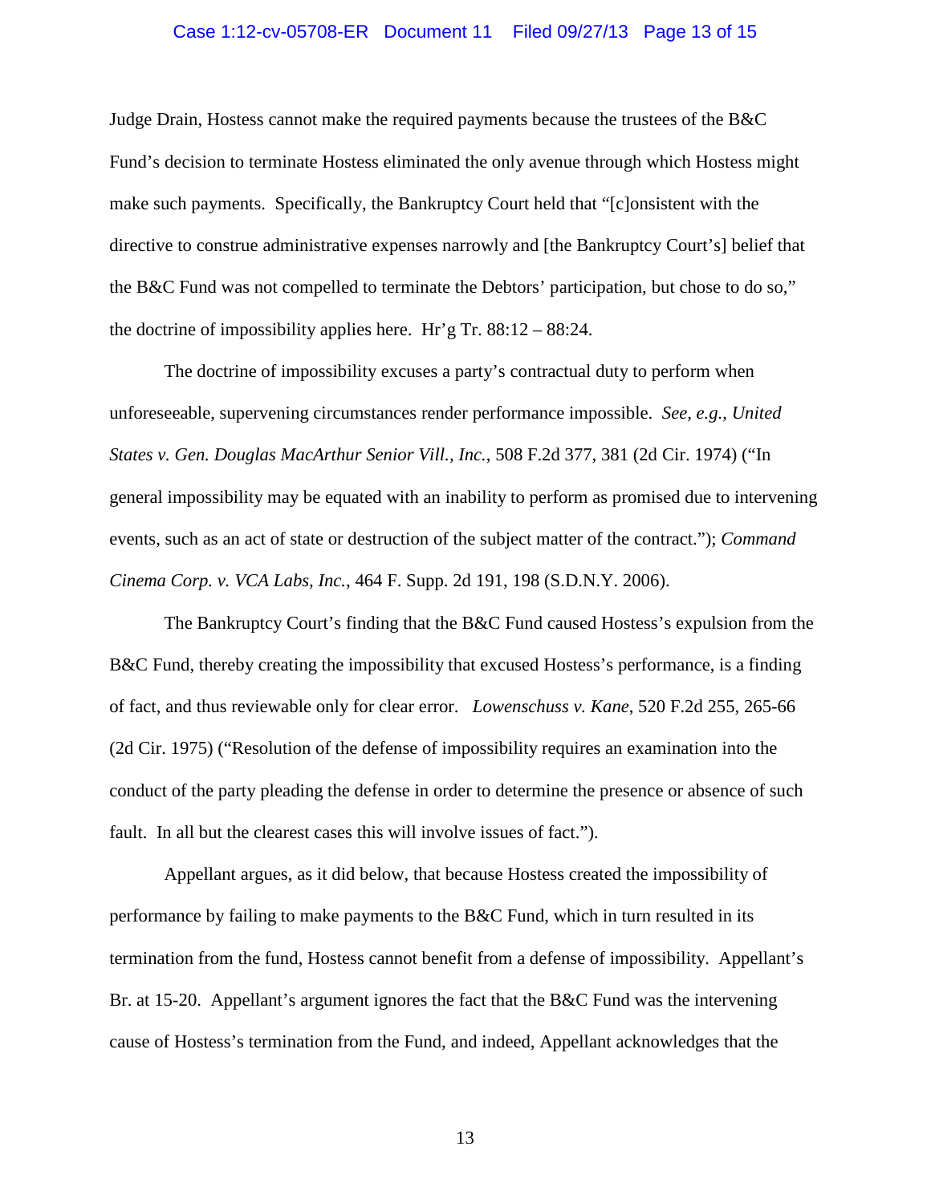Judge Drain, Hostess cannot make the required payments because the trustees of the B&C Fund's decision to terminate Hostess eliminated the only avenue through which Hostess might make such payments. Specifically, the Bankruptcy Court held that "[c]onsistent with the directive to construe administrative expenses narrowly and [the Bankruptcy Court's] belief that the B&C Fund was not compelled to terminate the Debtors' participation, but chose to do so," the doctrine of impossibility applies here. Hr'g Tr. 88:12 – 88:24.

The doctrine of impossibility excuses a party's contractual duty to perform when unforeseeable, supervening circumstances render performance impossible. *See, e.g.*, *United States v. Gen. Douglas MacArthur Senior Vill., Inc.*, 508 F.2d 377, 381 (2d Cir. 1974) ("In general impossibility may be equated with an inability to perform as promised due to intervening events, such as an act of state or destruction of the subject matter of the contract."); *Command Cinema Corp. v. VCA Labs, Inc.*, 464 F. Supp. 2d 191, 198 (S.D.N.Y. 2006).

The Bankruptcy Court's finding that the B&C Fund caused Hostess's expulsion from the B&C Fund, thereby creating the impossibility that excused Hostess's performance, is a finding of fact, and thus reviewable only for clear error. *Lowenschuss v. Kane*, 520 F.2d 255, 265-66 (2d Cir. 1975) ("Resolution of the defense of impossibility requires an examination into the conduct of the party pleading the defense in order to determine the presence or absence of such fault. In all but the clearest cases this will involve issues of fact.").

Appellant argues, as it did below, that because Hostess created the impossibility of performance by failing to make payments to the B&C Fund, which in turn resulted in its termination from the fund, Hostess cannot benefit from a defense of impossibility. Appellant's Br. at 15-20. Appellant's argument ignores the fact that the B&C Fund was the intervening cause of Hostess's termination from the Fund, and indeed, Appellant acknowledges that the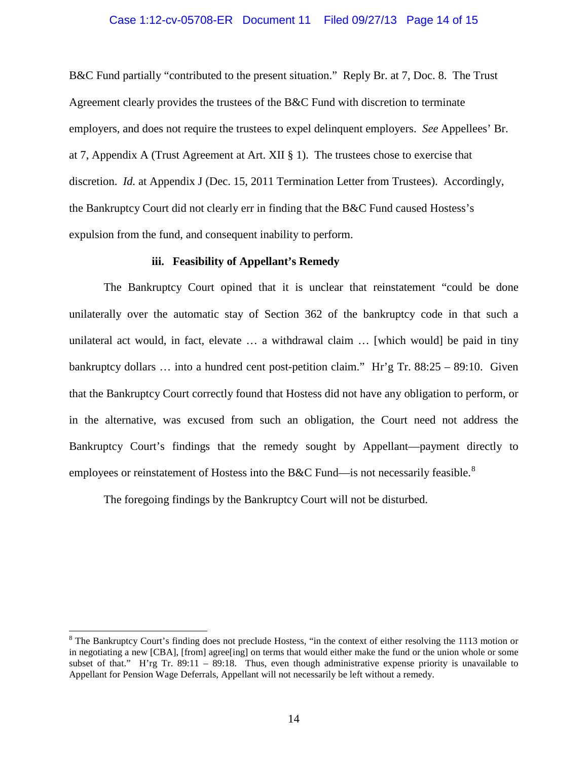B&C Fund partially "contributed to the present situation." Reply Br. at 7, Doc. 8. The Trust Agreement clearly provides the trustees of the B&C Fund with discretion to terminate employers, and does not require the trustees to expel delinquent employers. *See* Appellees' Br. at 7, Appendix A (Trust Agreement at Art. XII § 1). The trustees chose to exercise that discretion. *Id.* at Appendix J (Dec. 15, 2011 Termination Letter from Trustees). Accordingly, the Bankruptcy Court did not clearly err in finding that the B&C Fund caused Hostess's expulsion from the fund, and consequent inability to perform.

**iii. Feasibility of Appellant's Remedy**

The Bankruptcy Court opined that it is unclear that reinstatement "could be done unilaterally over the automatic stay of Section 362 of the bankruptcy code in that such a unilateral act would, in fact, elevate … a withdrawal claim … [which would] be paid in tiny bankruptcy dollars … into a hundred cent post-petition claim." Hr'g Tr. 88:25 – 89:10. Given that the Bankruptcy Court correctly found that Hostess did not have any obligation to perform, or in the alternative, was excused from such an obligation, the Court need not address the Bankruptcy Court's findings that the remedy sought by Appellant—payment directly to employees or reinstatement of Hostess into the B&C Fund—is not necessarily feasible.[8]

The foregoing findings by the Bankruptcy Court will not be disturbed.

---

[8] The Bankruptcy Court's finding does not preclude Hostess, "in the context of either resolving the 1113 motion or in negotiating a new [CBA], [from] agree[ing] on terms that would either make the fund or the union whole or some subset of that." H'rg Tr. 89:11 – 89:18. Thus, even though administrative expense priority is unavailable to Appellant for Pension Wage Deferrals, Appellant will not necessarily be left without a remedy.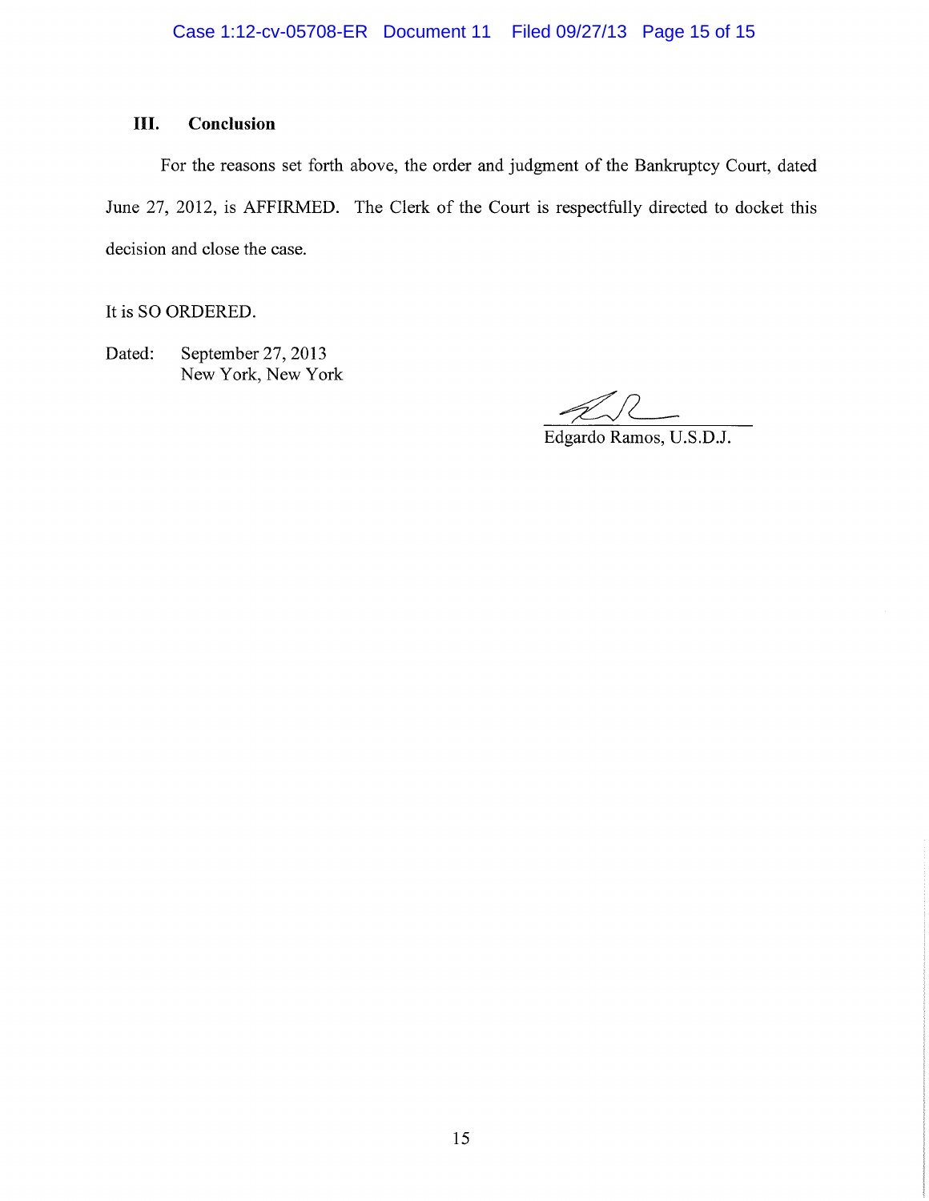## III. Conclusion

For the reasons set forth above, the order and judgment of the Bankruptcy Court, dated June 27, 2012, is AFFIRMED. The Clerk of the Court is respectfully directed to docket this decision and close the case.

It is SO ORDERED.

Dated: September 27, 2013
New York, New York

Edgardo Ramos, U.S.D.J.